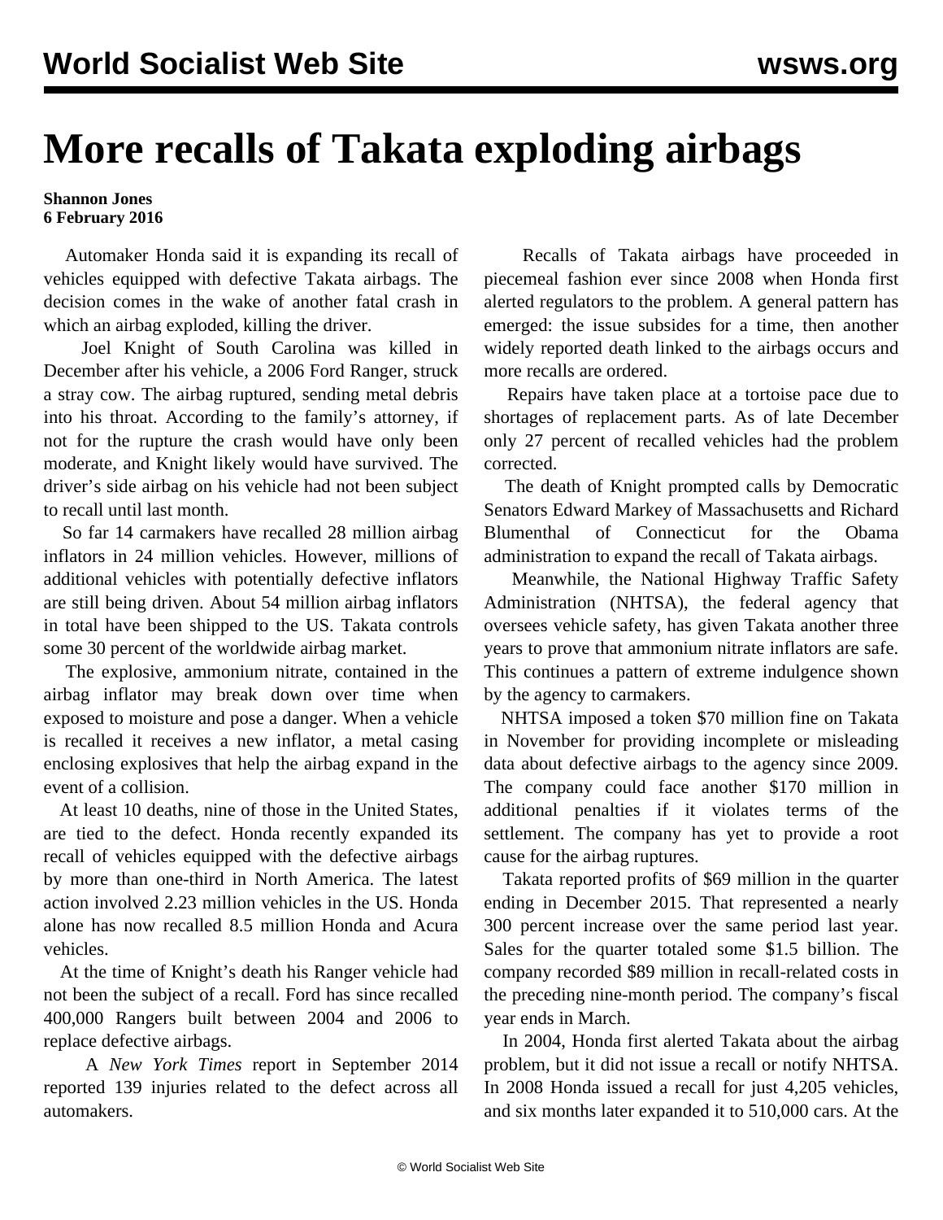# More recalls of Takata exploding airbags

**Shannon Jones**
**6 February 2016**

Automaker Honda said it is expanding its recall of vehicles equipped with defective Takata airbags. The decision comes in the wake of another fatal crash in which an airbag exploded, killing the driver.

Joel Knight of South Carolina was killed in December after his vehicle, a 2006 Ford Ranger, struck a stray cow. The airbag ruptured, sending metal debris into his throat. According to the family's attorney, if not for the rupture the crash would have only been moderate, and Knight likely would have survived. The driver's side airbag on his vehicle had not been subject to recall until last month.

So far 14 carmakers have recalled 28 million airbag inflators in 24 million vehicles. However, millions of additional vehicles with potentially defective inflators are still being driven. About 54 million airbag inflators in total have been shipped to the US. Takata controls some 30 percent of the worldwide airbag market.

The explosive, ammonium nitrate, contained in the airbag inflator may break down over time when exposed to moisture and pose a danger. When a vehicle is recalled it receives a new inflator, a metal casing enclosing explosives that help the airbag expand in the event of a collision.

At least 10 deaths, nine of those in the United States, are tied to the defect. Honda recently expanded its recall of vehicles equipped with the defective airbags by more than one-third in North America. The latest action involved 2.23 million vehicles in the US. Honda alone has now recalled 8.5 million Honda and Acura vehicles.

At the time of Knight's death his Ranger vehicle had not been the subject of a recall. Ford has since recalled 400,000 Rangers built between 2004 and 2006 to replace defective airbags.

A *New York Times* report in September 2014 reported 139 injuries related to the defect across all automakers.

Recalls of Takata airbags have proceeded in piecemeal fashion ever since 2008 when Honda first alerted regulators to the problem. A general pattern has emerged: the issue subsides for a time, then another widely reported death linked to the airbags occurs and more recalls are ordered.

Repairs have taken place at a tortoise pace due to shortages of replacement parts. As of late December only 27 percent of recalled vehicles had the problem corrected.

The death of Knight prompted calls by Democratic Senators Edward Markey of Massachusetts and Richard Blumenthal of Connecticut for the Obama administration to expand the recall of Takata airbags.

Meanwhile, the National Highway Traffic Safety Administration (NHTSA), the federal agency that oversees vehicle safety, has given Takata another three years to prove that ammonium nitrate inflators are safe. This continues a pattern of extreme indulgence shown by the agency to carmakers.

NHTSA imposed a token $70 million fine on Takata in November for providing incomplete or misleading data about defective airbags to the agency since 2009. The company could face another $170 million in additional penalties if it violates terms of the settlement. The company has yet to provide a root cause for the airbag ruptures.

Takata reported profits of $69 million in the quarter ending in December 2015. That represented a nearly 300 percent increase over the same period last year. Sales for the quarter totaled some $1.5 billion. The company recorded $89 million in recall-related costs in the preceding nine-month period. The company's fiscal year ends in March.

In 2004, Honda first alerted Takata about the airbag problem, but it did not issue a recall or notify NHTSA. In 2008 Honda issued a recall for just 4,205 vehicles, and six months later expanded it to 510,000 cars. At the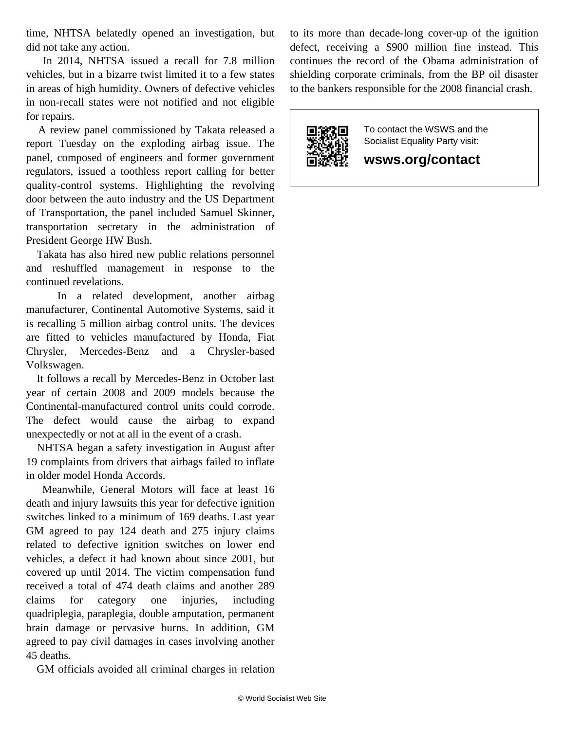time, NHTSA belatedly opened an investigation, but did not take any action.

In 2014, NHTSA issued a recall for 7.8 million vehicles, but in a bizarre twist limited it to a few states in areas of high humidity. Owners of defective vehicles in non-recall states were not notified and not eligible for repairs.

A review panel commissioned by Takata released a report Tuesday on the exploding airbag issue. The panel, composed of engineers and former government regulators, issued a toothless report calling for better quality-control systems. Highlighting the revolving door between the auto industry and the US Department of Transportation, the panel included Samuel Skinner, transportation secretary in the administration of President George HW Bush.

Takata has also hired new public relations personnel and reshuffled management in response to the continued revelations.

In a related development, another airbag manufacturer, Continental Automotive Systems, said it is recalling 5 million airbag control units. The devices are fitted to vehicles manufactured by Honda, Fiat Chrysler, Mercedes-Benz and a Chrysler-based Volkswagen.

It follows a recall by Mercedes-Benz in October last year of certain 2008 and 2009 models because the Continental-manufactured control units could corrode. The defect would cause the airbag to expand unexpectedly or not at all in the event of a crash.

NHTSA began a safety investigation in August after 19 complaints from drivers that airbags failed to inflate in older model Honda Accords.

Meanwhile, General Motors will face at least 16 death and injury lawsuits this year for defective ignition switches linked to a minimum of 169 deaths. Last year GM agreed to pay 124 death and 275 injury claims related to defective ignition switches on lower end vehicles, a defect it had known about since 2001, but covered up until 2014. The victim compensation fund received a total of 474 death claims and another 289 claims for category one injuries, including quadriplegia, paraplegia, double amputation, permanent brain damage or pervasive burns. In addition, GM agreed to pay civil damages in cases involving another 45 deaths.

GM officials avoided all criminal charges in relation to its more than decade-long cover-up of the ignition defect, receiving a $900 million fine instead. This continues the record of the Obama administration of shielding corporate criminals, from the BP oil disaster to the bankers responsible for the 2008 financial crash.

To contact the WSWS and the Socialist Equality Party visit:

**wsws.org/contact**